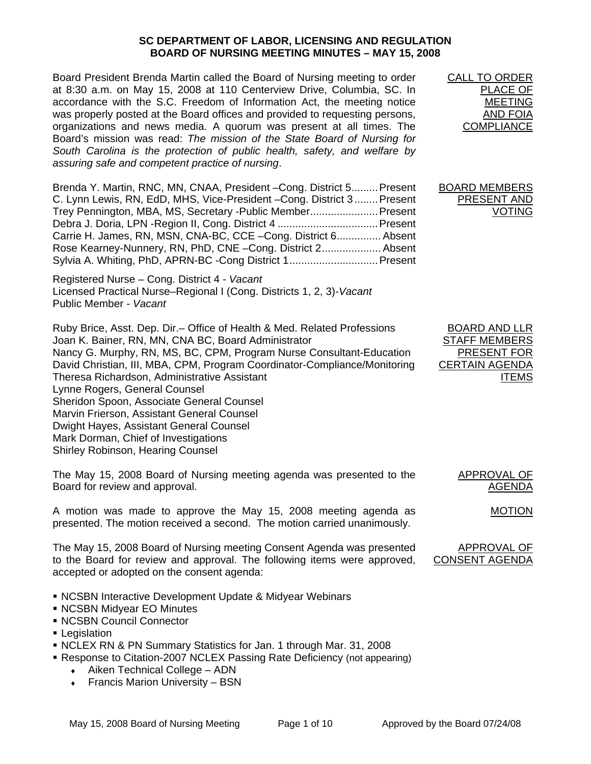# SC DEPARTMENT OF LABOR, LICENSING AND REGULATION
# BOARD OF NURSING MEETING MINUTES – MAY 15, 2008

**CALL TO ORDER PLACE OF MEETING AND FOIA COMPLIANCE**

Board President Brenda Martin called the Board of Nursing meeting to order at 8:30 a.m. on May 15, 2008 at 110 Centerview Drive, Columbia, SC. In accordance with the S.C. Freedom of Information Act, the meeting notice was properly posted at the Board offices and provided to requesting persons, organizations and news media. A quorum was present at all times. The Board's mission was read: *The mission of the State Board of Nursing for South Carolina is the protection of public health, safety, and welfare by assuring safe and competent practice of nursing*.

**BOARD MEMBERS PRESENT AND VOTING**

Brenda Y. Martin, RNC, MN, CNAA, President –Cong. District 5.........Present
C. Lynn Lewis, RN, EdD, MHS, Vice-President –Cong. District 3........Present
Trey Pennington, MBA, MS, Secretary -Public Member......................Present
Debra J. Doria, LPN -Region II, Cong. District 4 ..................................Present
Carrie H. James, RN, MSN, CNA-BC, CCE –Cong. District 6............... Absent
Rose Kearney-Nunnery, RN, PhD, CNE –Cong. District 2.................... Absent
Sylvia A. Whiting, PhD, APRN-BC -Cong District 1..............................Present

Registered Nurse – Cong. District 4 - *Vacant*
Licensed Practical Nurse–Regional I (Cong. Districts 1, 2, 3)-*Vacant*
Public Member - *Vacant*

**BOARD AND LLR STAFF MEMBERS PRESENT FOR CERTAIN AGENDA ITEMS**

Ruby Brice, Asst. Dep. Dir.– Office of Health & Med. Related Professions
Joan K. Bainer, RN, MN, CNA BC, Board Administrator
Nancy G. Murphy, RN, MS, BC, CPM, Program Nurse Consultant-Education
David Christian, III, MBA, CPM, Program Coordinator-Compliance/Monitoring
Theresa Richardson, Administrative Assistant
Lynne Rogers, General Counsel
Sheridon Spoon, Associate General Counsel
Marvin Frierson, Assistant General Counsel
Dwight Hayes, Assistant General Counsel
Mark Dorman, Chief of Investigations
Shirley Robinson, Hearing Counsel

**APPROVAL OF AGENDA**

The May 15, 2008 Board of Nursing meeting agenda was presented to the Board for review and approval.

**MOTION**

A motion was made to approve the May 15, 2008 meeting agenda as presented. The motion received a second. The motion carried unanimously.

**APPROVAL OF CONSENT AGENDA**

The May 15, 2008 Board of Nursing meeting Consent Agenda was presented to the Board for review and approval. The following items were approved, accepted or adopted on the consent agenda:

- NCSBN Interactive Development Update & Midyear Webinars
- NCSBN Midyear EO Minutes
- NCSBN Council Connector
- Legislation
- NCLEX RN & PN Summary Statistics for Jan. 1 through Mar. 31, 2008
- Response to Citation-2007 NCLEX Passing Rate Deficiency (not appearing)
    - Aiken Technical College – ADN
    - Francis Marion University – BSN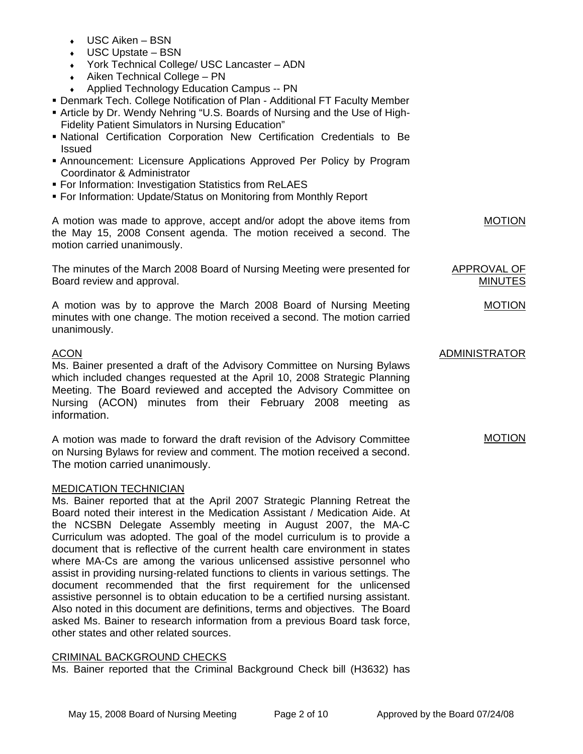- USC Aiken – BSN
- USC Upstate – BSN
- York Technical College/ USC Lancaster – ADN
- Aiken Technical College – PN
- Applied Technology Education Campus -- PN

- Denmark Tech. College Notification of Plan - Additional FT Faculty Member
- Article by Dr. Wendy Nehring "U.S. Boards of Nursing and the Use of High-Fidelity Patient Simulators in Nursing Education"
- National Certification Corporation New Certification Credentials to Be Issued
- Announcement: Licensure Applications Approved Per Policy by Program Coordinator & Administrator
- For Information: Investigation Statistics from ReLAES
- For Information: Update/Status on Monitoring from Monthly Report

MOTION

A motion was made to approve, accept and/or adopt the above items from the May 15, 2008 Consent agenda. The motion received a second. The motion carried unanimously.

APPROVAL OF MINUTES

The minutes of the March 2008 Board of Nursing Meeting were presented for Board review and approval.

MOTION

A motion was by to approve the March 2008 Board of Nursing Meeting minutes with one change. The motion received a second. The motion carried unanimously.

ADMINISTRATOR

ACON

Ms. Bainer presented a draft of the Advisory Committee on Nursing Bylaws which included changes requested at the April 10, 2008 Strategic Planning Meeting. The Board reviewed and accepted the Advisory Committee on Nursing (ACON) minutes from their February 2008 meeting as information.

MOTION

A motion was made to forward the draft revision of the Advisory Committee on Nursing Bylaws for review and comment. The motion received a second. The motion carried unanimously.

MEDICATION TECHNICIAN

Ms. Bainer reported that at the April 2007 Strategic Planning Retreat the Board noted their interest in the Medication Assistant / Medication Aide. At the NCSBN Delegate Assembly meeting in August 2007, the MA-C Curriculum was adopted. The goal of the model curriculum is to provide a document that is reflective of the current health care environment in states where MA-Cs are among the various unlicensed assistive personnel who assist in providing nursing-related functions to clients in various settings. The document recommended that the first requirement for the unlicensed assistive personnel is to obtain education to be a certified nursing assistant. Also noted in this document are definitions, terms and objectives. The Board asked Ms. Bainer to research information from a previous Board task force, other states and other related sources.

CRIMINAL BACKGROUND CHECKS

Ms. Bainer reported that the Criminal Background Check bill (H3632) has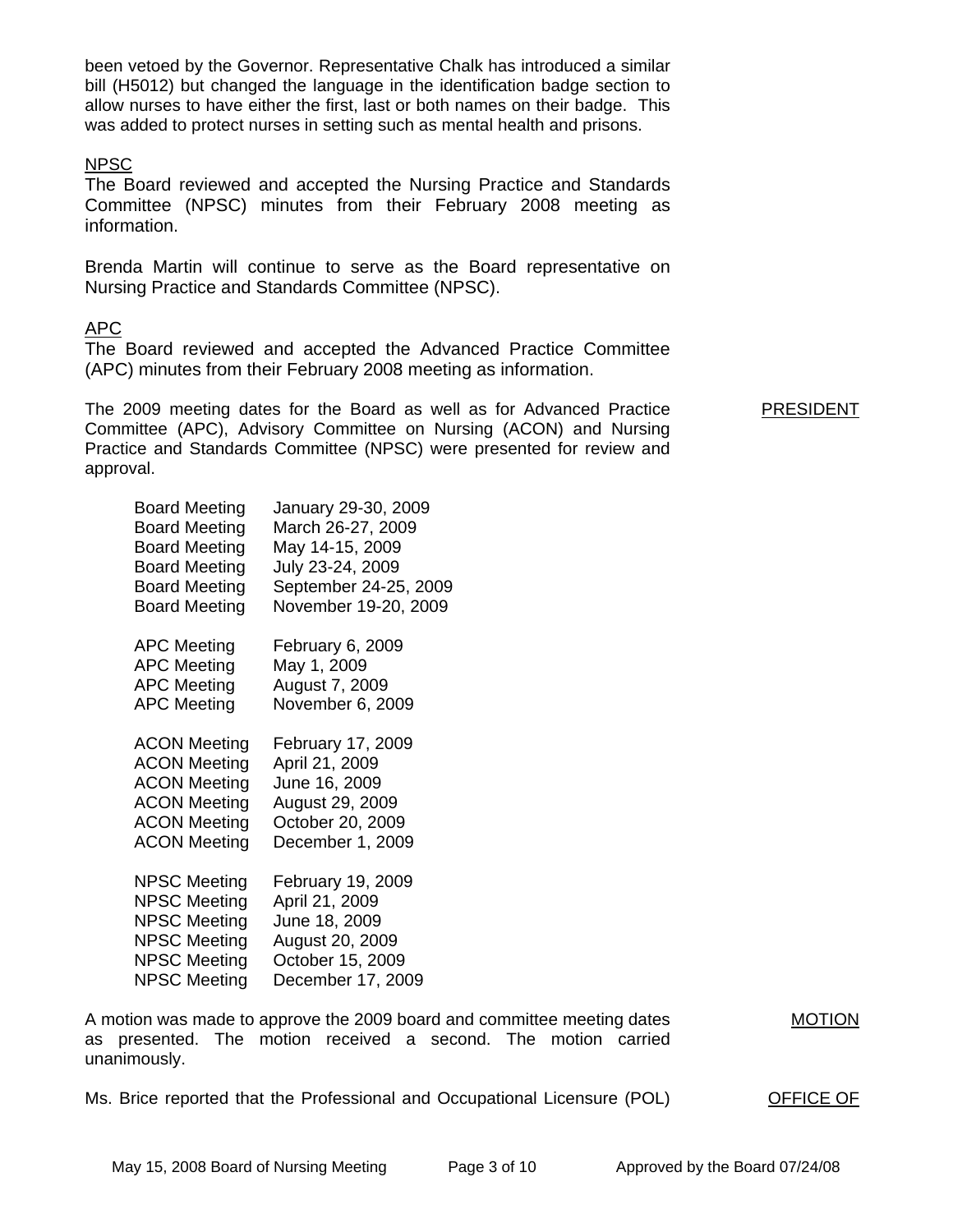been vetoed by the Governor. Representative Chalk has introduced a similar bill (H5012) but changed the language in the identification badge section to allow nurses to have either the first, last or both names on their badge. This was added to protect nurses in setting such as mental health and prisons.

NPSC

The Board reviewed and accepted the Nursing Practice and Standards Committee (NPSC) minutes from their February 2008 meeting as information.

Brenda Martin will continue to serve as the Board representative on Nursing Practice and Standards Committee (NPSC).

APC

The Board reviewed and accepted the Advanced Practice Committee (APC) minutes from their February 2008 meeting as information.

PRESIDENT

The 2009 meeting dates for the Board as well as for Advanced Practice Committee (APC), Advisory Committee on Nursing (ACON) and Nursing Practice and Standards Committee (NPSC) were presented for review and approval.

| | |
|---|---|
| Board Meeting | January 29-30, 2009 |
| Board Meeting | March 26-27, 2009 |
| Board Meeting | May 14-15, 2009 |
| Board Meeting | July 23-24, 2009 |
| Board Meeting | September 24-25, 2009 |
| Board Meeting | November 19-20, 2009 |
| APC Meeting | February 6, 2009 |
| APC Meeting | May 1, 2009 |
| APC Meeting | August 7, 2009 |
| APC Meeting | November 6, 2009 |
| ACON Meeting | February 17, 2009 |
| ACON Meeting | April 21, 2009 |
| ACON Meeting | June 16, 2009 |
| ACON Meeting | August 29, 2009 |
| ACON Meeting | October 20, 2009 |
| ACON Meeting | December 1, 2009 |
| NPSC Meeting | February 19, 2009 |
| NPSC Meeting | April 21, 2009 |
| NPSC Meeting | June 18, 2009 |
| NPSC Meeting | August 20, 2009 |
| NPSC Meeting | October 15, 2009 |
| NPSC Meeting | December 17, 2009 |

MOTION

A motion was made to approve the 2009 board and committee meeting dates as presented. The motion received a second. The motion carried unanimously.

OFFICE OF

Ms. Brice reported that the Professional and Occupational Licensure (POL)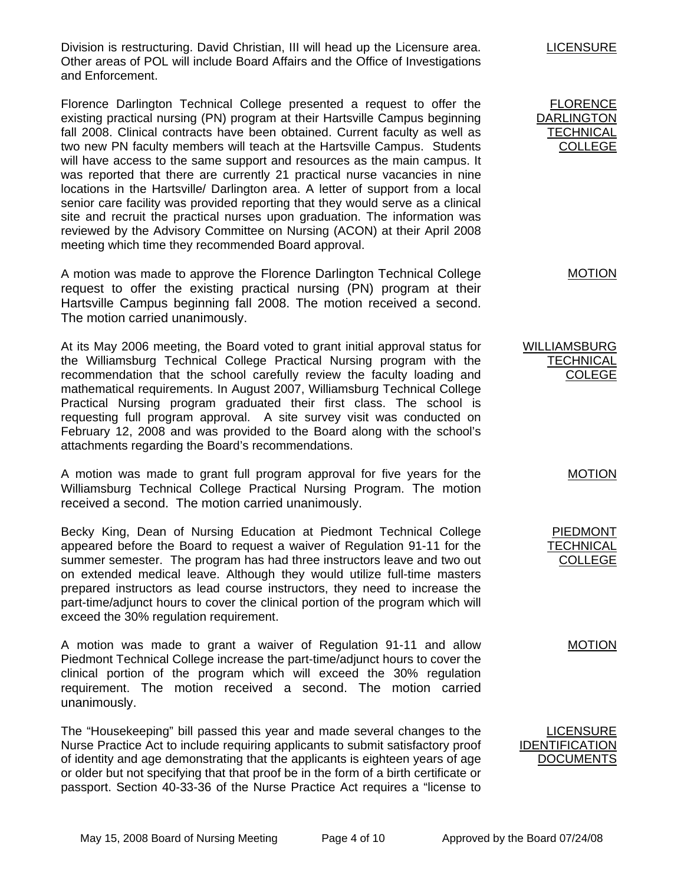Division is restructuring. David Christian, III will head up the Licensure area. Other areas of POL will include Board Affairs and the Office of Investigations and Enforcement.

**LICENSURE**

**FLORENCE DARLINGTON TECHNICAL COLLEGE**

Florence Darlington Technical College presented a request to offer the existing practical nursing (PN) program at their Hartsville Campus beginning fall 2008. Clinical contracts have been obtained. Current faculty as well as two new PN faculty members will teach at the Hartsville Campus. Students will have access to the same support and resources as the main campus. It was reported that there are currently 21 practical nurse vacancies in nine locations in the Hartsville/ Darlington area. A letter of support from a local senior care facility was provided reporting that they would serve as a clinical site and recruit the practical nurses upon graduation. The information was reviewed by the Advisory Committee on Nursing (ACON) at their April 2008 meeting which time they recommended Board approval.

**MOTION**

A motion was made to approve the Florence Darlington Technical College request to offer the existing practical nursing (PN) program at their Hartsville Campus beginning fall 2008. The motion received a second. The motion carried unanimously.

**WILLIAMSBURG TECHNICAL COLEGE**

At its May 2006 meeting, the Board voted to grant initial approval status for the Williamsburg Technical College Practical Nursing program with the recommendation that the school carefully review the faculty loading and mathematical requirements. In August 2007, Williamsburg Technical College Practical Nursing program graduated their first class. The school is requesting full program approval. A site survey visit was conducted on February 12, 2008 and was provided to the Board along with the school's attachments regarding the Board's recommendations.

**MOTION**

A motion was made to grant full program approval for five years for the Williamsburg Technical College Practical Nursing Program. The motion received a second. The motion carried unanimously.

**PIEDMONT TECHNICAL COLLEGE**

Becky King, Dean of Nursing Education at Piedmont Technical College appeared before the Board to request a waiver of Regulation 91-11 for the summer semester. The program has had three instructors leave and two out on extended medical leave. Although they would utilize full-time masters prepared instructors as lead course instructors, they need to increase the part-time/adjunct hours to cover the clinical portion of the program which will exceed the 30% regulation requirement.

**MOTION**

A motion was made to grant a waiver of Regulation 91-11 and allow Piedmont Technical College increase the part-time/adjunct hours to cover the clinical portion of the program which will exceed the 30% regulation requirement. The motion received a second. The motion carried unanimously.

**LICENSURE IDENTIFICATION DOCUMENTS**

The "Housekeeping" bill passed this year and made several changes to the Nurse Practice Act to include requiring applicants to submit satisfactory proof of identity and age demonstrating that the applicants is eighteen years of age or older but not specifying that that proof be in the form of a birth certificate or passport. Section 40-33-36 of the Nurse Practice Act requires a "license to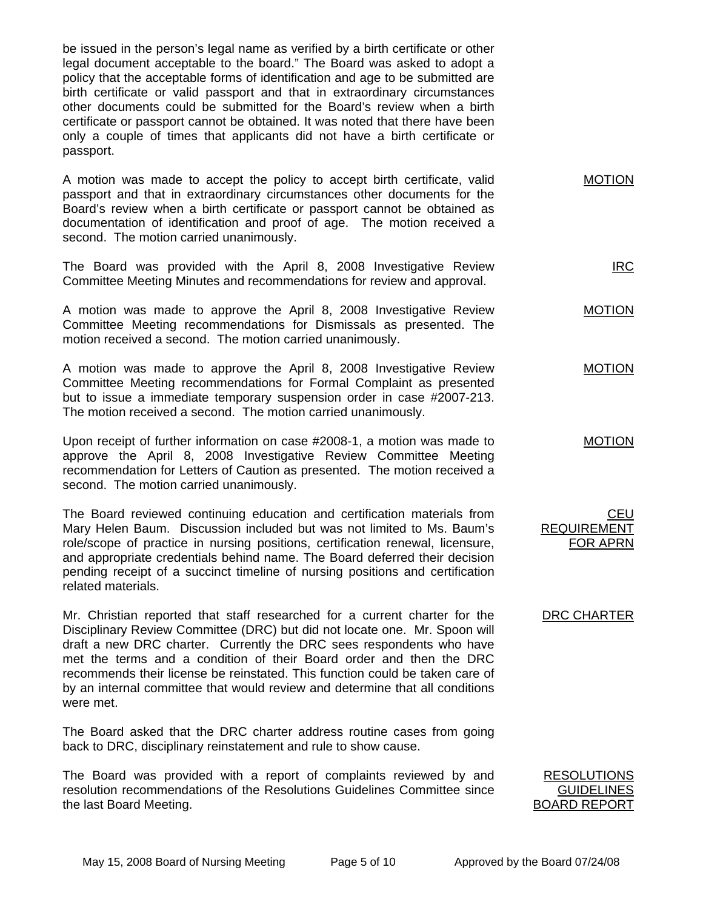be issued in the person's legal name as verified by a birth certificate or other legal document acceptable to the board." The Board was asked to adopt a policy that the acceptable forms of identification and age to be submitted are birth certificate or valid passport and that in extraordinary circumstances other documents could be submitted for the Board's review when a birth certificate or passport cannot be obtained. It was noted that there have been only a couple of times that applicants did not have a birth certificate or passport.

**MOTION**

A motion was made to accept the policy to accept birth certificate, valid passport and that in extraordinary circumstances other documents for the Board's review when a birth certificate or passport cannot be obtained as documentation of identification and proof of age. The motion received a second. The motion carried unanimously.

**IRC**

The Board was provided with the April 8, 2008 Investigative Review Committee Meeting Minutes and recommendations for review and approval.

**MOTION**

A motion was made to approve the April 8, 2008 Investigative Review Committee Meeting recommendations for Dismissals as presented. The motion received a second. The motion carried unanimously.

**MOTION**

A motion was made to approve the April 8, 2008 Investigative Review Committee Meeting recommendations for Formal Complaint as presented but to issue a immediate temporary suspension order in case #2007-213. The motion received a second. The motion carried unanimously.

**MOTION**

Upon receipt of further information on case #2008-1, a motion was made to approve the April 8, 2008 Investigative Review Committee Meeting recommendation for Letters of Caution as presented. The motion received a second. The motion carried unanimously.

**CEU REQUIREMENT FOR APRN**

The Board reviewed continuing education and certification materials from Mary Helen Baum. Discussion included but was not limited to Ms. Baum's role/scope of practice in nursing positions, certification renewal, licensure, and appropriate credentials behind name. The Board deferred their decision pending receipt of a succinct timeline of nursing positions and certification related materials.

**DRC CHARTER**

Mr. Christian reported that staff researched for a current charter for the Disciplinary Review Committee (DRC) but did not locate one. Mr. Spoon will draft a new DRC charter. Currently the DRC sees respondents who have met the terms and a condition of their Board order and then the DRC recommends their license be reinstated. This function could be taken care of by an internal committee that would review and determine that all conditions were met.

The Board asked that the DRC charter address routine cases from going back to DRC, disciplinary reinstatement and rule to show cause.

**RESOLUTIONS GUIDELINES BOARD REPORT**

The Board was provided with a report of complaints reviewed by and resolution recommendations of the Resolutions Guidelines Committee since the last Board Meeting.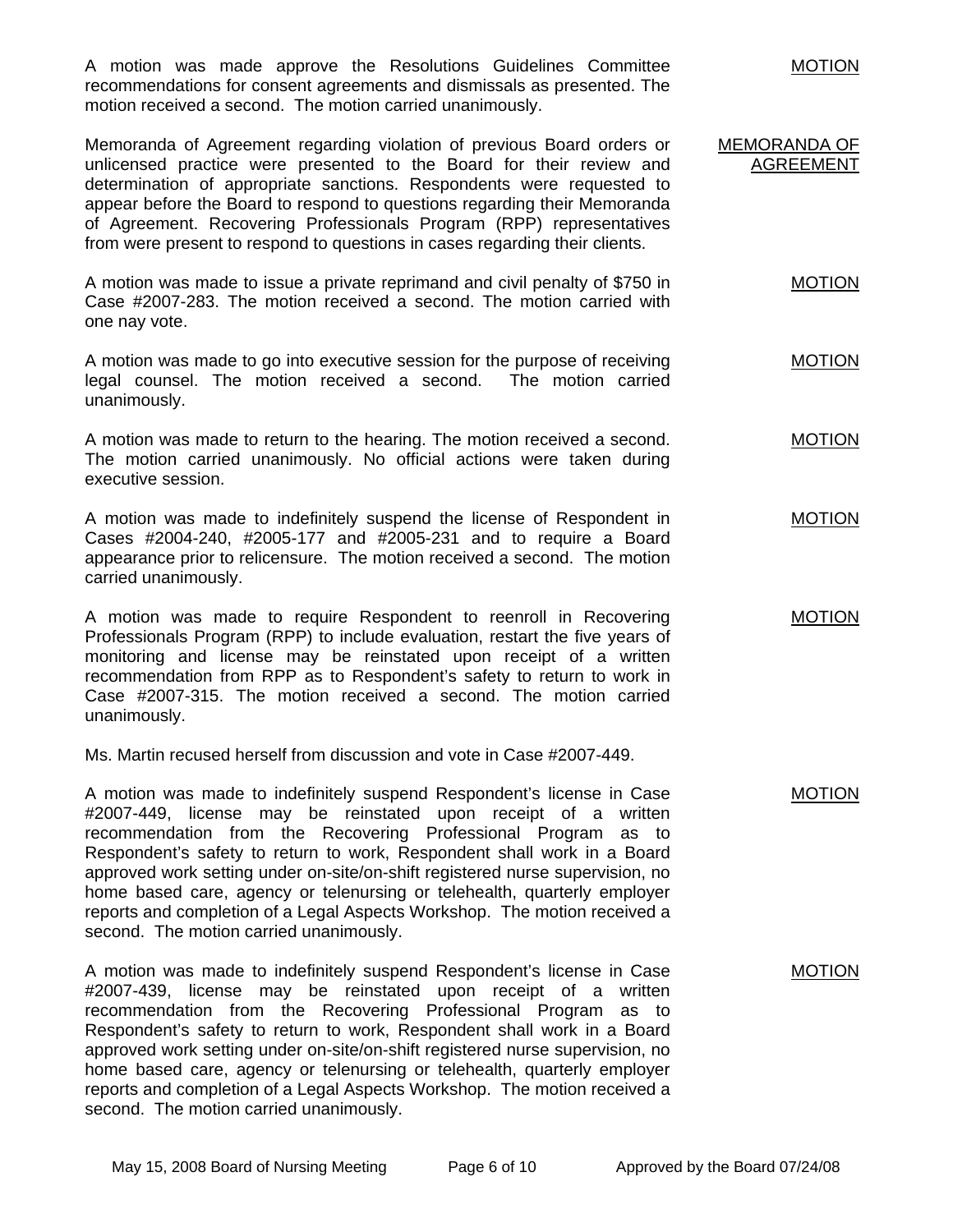A motion was made approve the Resolutions Guidelines Committee recommendations for consent agreements and dismissals as presented. The motion received a second. The motion carried unanimously. MOTION

MEMORANDA OF AGREEMENT

Memoranda of Agreement regarding violation of previous Board orders or unlicensed practice were presented to the Board for their review and determination of appropriate sanctions. Respondents were requested to appear before the Board to respond to questions regarding their Memoranda of Agreement. Recovering Professionals Program (RPP) representatives from were present to respond to questions in cases regarding their clients.

A motion was made to issue a private reprimand and civil penalty of $750 in Case #2007-283. The motion received a second. The motion carried with one nay vote. MOTION

A motion was made to go into executive session for the purpose of receiving legal counsel. The motion received a second. The motion carried unanimously. MOTION

A motion was made to return to the hearing. The motion received a second. The motion carried unanimously. No official actions were taken during executive session. MOTION

A motion was made to indefinitely suspend the license of Respondent in Cases #2004-240, #2005-177 and #2005-231 and to require a Board appearance prior to relicensure. The motion received a second. The motion carried unanimously. MOTION

A motion was made to require Respondent to reenroll in Recovering Professionals Program (RPP) to include evaluation, restart the five years of monitoring and license may be reinstated upon receipt of a written recommendation from RPP as to Respondent's safety to return to work in Case #2007-315. The motion received a second. The motion carried unanimously. MOTION

Ms. Martin recused herself from discussion and vote in Case #2007-449.

A motion was made to indefinitely suspend Respondent's license in Case #2007-449, license may be reinstated upon receipt of a written recommendation from the Recovering Professional Program as to Respondent's safety to return to work, Respondent shall work in a Board approved work setting under on-site/on-shift registered nurse supervision, no home based care, agency or telenursing or telehealth, quarterly employer reports and completion of a Legal Aspects Workshop. The motion received a second. The motion carried unanimously. MOTION

A motion was made to indefinitely suspend Respondent's license in Case #2007-439, license may be reinstated upon receipt of a written recommendation from the Recovering Professional Program as to Respondent's safety to return to work, Respondent shall work in a Board approved work setting under on-site/on-shift registered nurse supervision, no home based care, agency or telenursing or telehealth, quarterly employer reports and completion of a Legal Aspects Workshop. The motion received a second. The motion carried unanimously. MOTION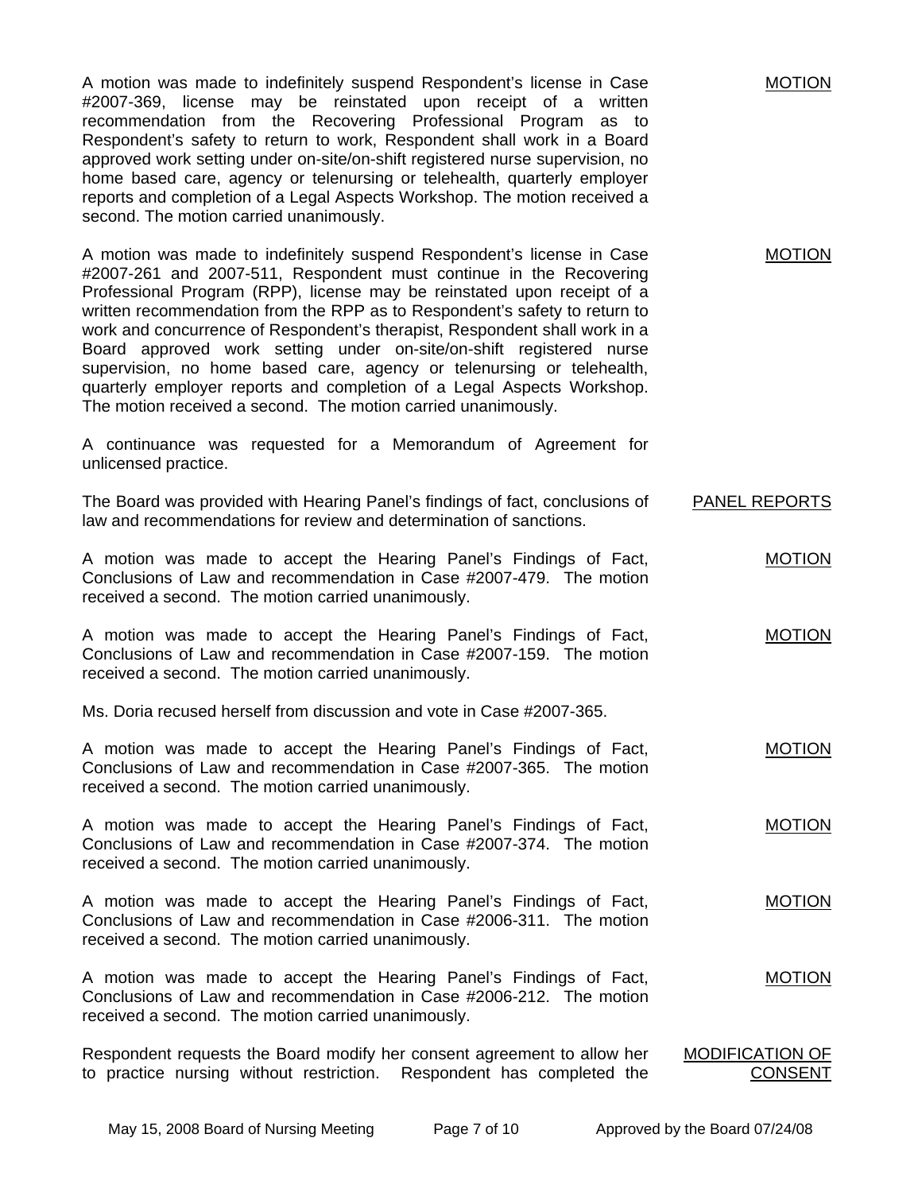**MOTION**

A motion was made to indefinitely suspend Respondent's license in Case #2007-369, license may be reinstated upon receipt of a written recommendation from the Recovering Professional Program as to Respondent's safety to return to work, Respondent shall work in a Board approved work setting under on-site/on-shift registered nurse supervision, no home based care, agency or telenursing or telehealth, quarterly employer reports and completion of a Legal Aspects Workshop. The motion received a second. The motion carried unanimously.

**MOTION**

A motion was made to indefinitely suspend Respondent's license in Case #2007-261 and 2007-511, Respondent must continue in the Recovering Professional Program (RPP), license may be reinstated upon receipt of a written recommendation from the RPP as to Respondent's safety to return to work and concurrence of Respondent's therapist, Respondent shall work in a Board approved work setting under on-site/on-shift registered nurse supervision, no home based care, agency or telenursing or telehealth, quarterly employer reports and completion of a Legal Aspects Workshop. The motion received a second. The motion carried unanimously.

A continuance was requested for a Memorandum of Agreement for unlicensed practice.

**PANEL REPORTS**

The Board was provided with Hearing Panel's findings of fact, conclusions of law and recommendations for review and determination of sanctions.

**MOTION**

A motion was made to accept the Hearing Panel's Findings of Fact, Conclusions of Law and recommendation in Case #2007-479. The motion received a second. The motion carried unanimously.

**MOTION**

A motion was made to accept the Hearing Panel's Findings of Fact, Conclusions of Law and recommendation in Case #2007-159. The motion received a second. The motion carried unanimously.

Ms. Doria recused herself from discussion and vote in Case #2007-365.

**MOTION**

A motion was made to accept the Hearing Panel's Findings of Fact, Conclusions of Law and recommendation in Case #2007-365. The motion received a second. The motion carried unanimously.

**MOTION**

A motion was made to accept the Hearing Panel's Findings of Fact, Conclusions of Law and recommendation in Case #2007-374. The motion received a second. The motion carried unanimously.

**MOTION**

A motion was made to accept the Hearing Panel's Findings of Fact, Conclusions of Law and recommendation in Case #2006-311. The motion received a second. The motion carried unanimously.

**MOTION**

A motion was made to accept the Hearing Panel's Findings of Fact, Conclusions of Law and recommendation in Case #2006-212. The motion received a second. The motion carried unanimously.

**MODIFICATION OF CONSENT**

Respondent requests the Board modify her consent agreement to allow her to practice nursing without restriction. Respondent has completed the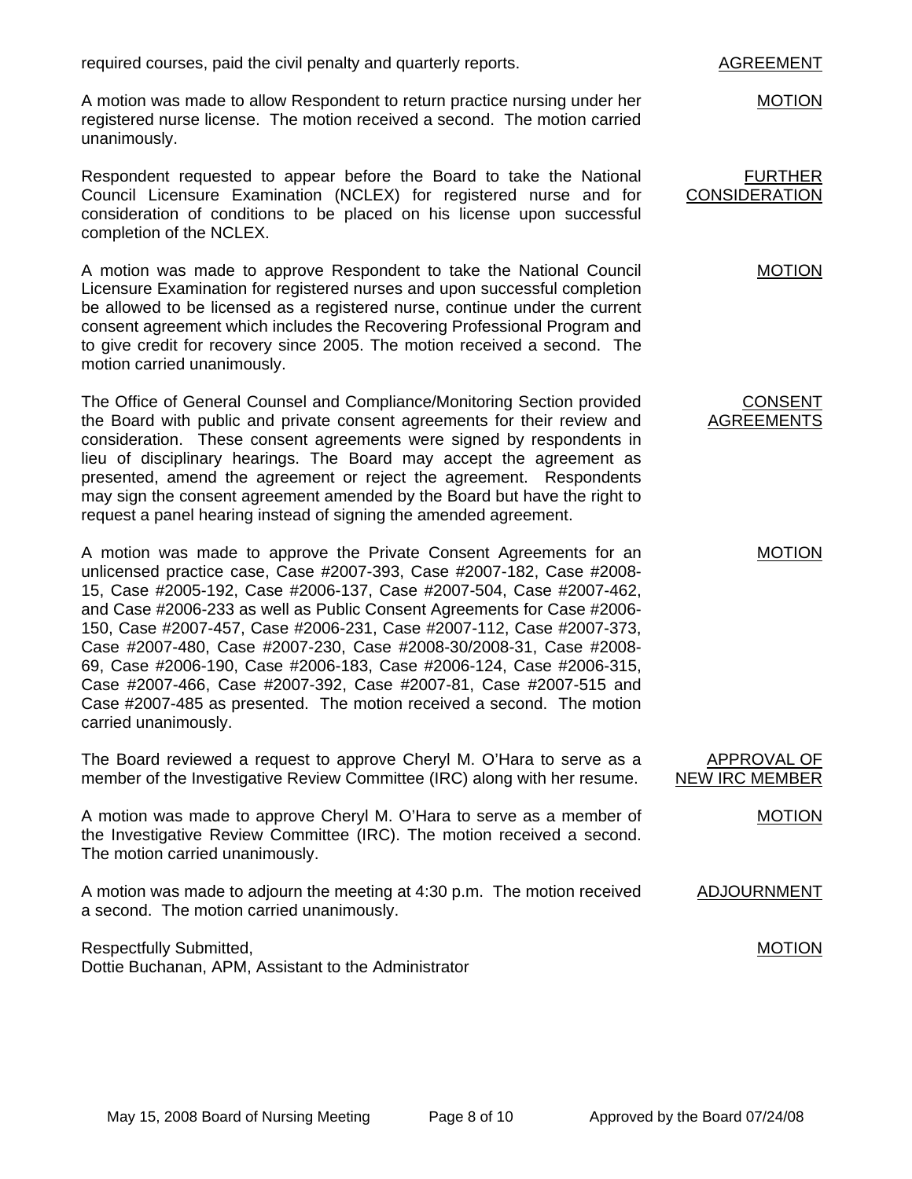required courses, paid the civil penalty and quarterly reports.

**AGREEMENT**

**MOTION**

A motion was made to allow Respondent to return practice nursing under her registered nurse license. The motion received a second. The motion carried unanimously.

**FURTHER CONSIDERATION**

Respondent requested to appear before the Board to take the National Council Licensure Examination (NCLEX) for registered nurse and for consideration of conditions to be placed on his license upon successful completion of the NCLEX.

**MOTION**

A motion was made to approve Respondent to take the National Council Licensure Examination for registered nurses and upon successful completion be allowed to be licensed as a registered nurse, continue under the current consent agreement which includes the Recovering Professional Program and to give credit for recovery since 2005. The motion received a second. The motion carried unanimously.

**CONSENT AGREEMENTS**

The Office of General Counsel and Compliance/Monitoring Section provided the Board with public and private consent agreements for their review and consideration. These consent agreements were signed by respondents in lieu of disciplinary hearings. The Board may accept the agreement as presented, amend the agreement or reject the agreement. Respondents may sign the consent agreement amended by the Board but have the right to request a panel hearing instead of signing the amended agreement.

**MOTION**

A motion was made to approve the Private Consent Agreements for an unlicensed practice case, Case #2007-393, Case #2007-182, Case #2008-15, Case #2005-192, Case #2006-137, Case #2007-504, Case #2007-462, and Case #2006-233 as well as Public Consent Agreements for Case #2006-150, Case #2007-457, Case #2006-231, Case #2007-112, Case #2007-373, Case #2007-480, Case #2007-230, Case #2008-30/2008-31, Case #2008-69, Case #2006-190, Case #2006-183, Case #2006-124, Case #2006-315, Case #2007-466, Case #2007-392, Case #2007-81, Case #2007-515 and Case #2007-485 as presented. The motion received a second. The motion carried unanimously.

**APPROVAL OF NEW IRC MEMBER**

The Board reviewed a request to approve Cheryl M. O'Hara to serve as a member of the Investigative Review Committee (IRC) along with her resume.

**MOTION**

A motion was made to approve Cheryl M. O'Hara to serve as a member of the Investigative Review Committee (IRC). The motion received a second. The motion carried unanimously.

**ADJOURNMENT**

**MOTION**

A motion was made to adjourn the meeting at 4:30 p.m. The motion received a second. The motion carried unanimously.

Respectfully Submitted,
Dottie Buchanan, APM, Assistant to the Administrator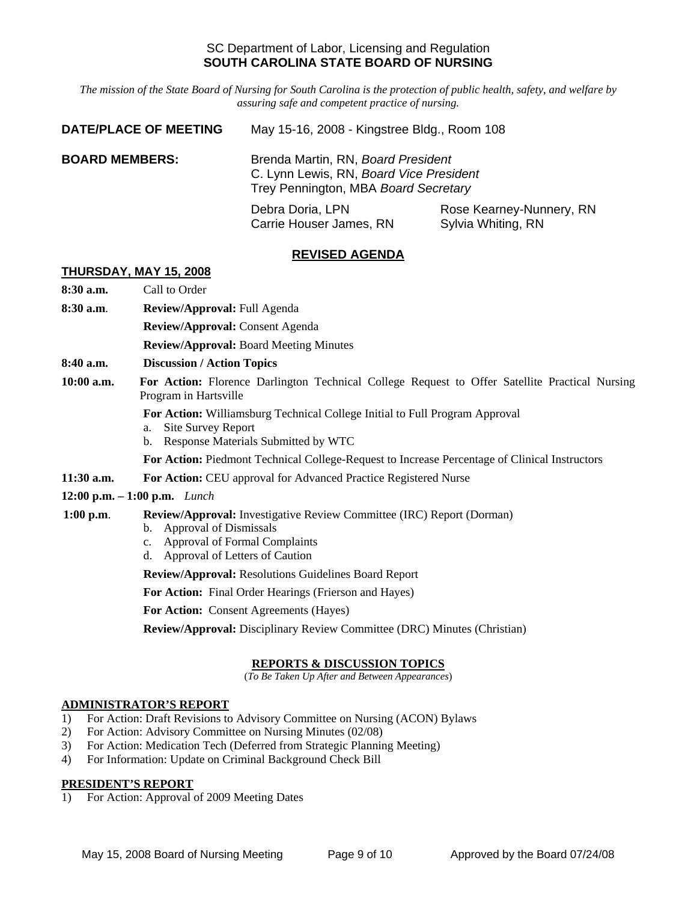SC Department of Labor, Licensing and Regulation
**SOUTH CAROLINA STATE BOARD OF NURSING**

*The mission of the State Board of Nursing for South Carolina is the protection of public health, safety, and welfare by assuring safe and competent practice of nursing.*

**DATE/PLACE OF MEETING** May 15-16, 2008 - Kingstree Bldg., Room 108

**BOARD MEMBERS:**

Brenda Martin, RN, *Board President*
C. Lynn Lewis, RN, *Board Vice President*
Trey Pennington, MBA *Board Secretary*

Debra Doria, LPN
Carrie Houser James, RN
Rose Kearney-Nunnery, RN
Sylvia Whiting, RN

## REVISED AGENDA

### THURSDAY, MAY 15, 2008

**8:30 a.m.** Call to Order

**8:30 a.m.** **Review/Approval:** Full Agenda

**Review/Approval:** Consent Agenda

**Review/Approval:** Board Meeting Minutes

**8:40 a.m.** **Discussion / Action Topics**

**10:00 a.m.** **For Action:** Florence Darlington Technical College Request to Offer Satellite Practical Nursing Program in Hartsville

**For Action:** Williamsburg Technical College Initial to Full Program Approval

a. Site Survey Report
b. Response Materials Submitted by WTC

**For Action:** Piedmont Technical College-Request to Increase Percentage of Clinical Instructors

**11:30 a.m.** **For Action:** CEU approval for Advanced Practice Registered Nurse

**12:00 p.m. – 1:00 p.m.** *Lunch*

**1:00 p.m.** **Review/Approval:** Investigative Review Committee (IRC) Report (Dorman)

b. Approval of Dismissals
c. Approval of Formal Complaints
d. Approval of Letters of Caution

**Review/Approval:** Resolutions Guidelines Board Report

**For Action:** Final Order Hearings (Frierson and Hayes)

**For Action:** Consent Agreements (Hayes)

**Review/Approval:** Disciplinary Review Committee (DRC) Minutes (Christian)

### REPORTS & DISCUSSION TOPICS

(*To Be Taken Up After and Between Appearances*)

### ADMINISTRATOR'S REPORT

1) For Action: Draft Revisions to Advisory Committee on Nursing (ACON) Bylaws
2) For Action: Advisory Committee on Nursing Minutes (02/08)
3) For Action: Medication Tech (Deferred from Strategic Planning Meeting)
4) For Information: Update on Criminal Background Check Bill

### PRESIDENT'S REPORT

1) For Action: Approval of 2009 Meeting Dates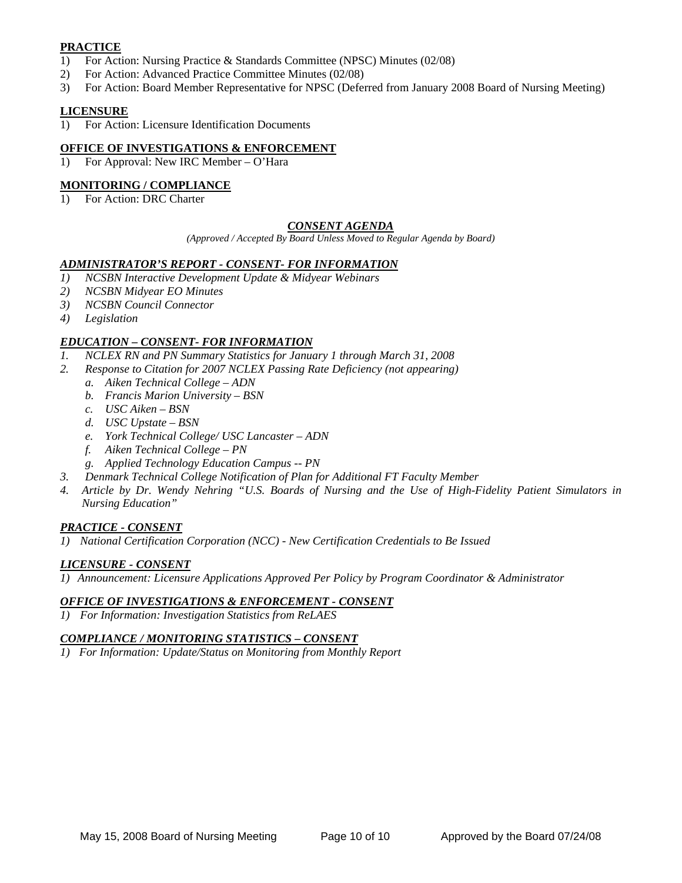**PRACTICE**

1) For Action: Nursing Practice & Standards Committee (NPSC) Minutes (02/08)
2) For Action: Advanced Practice Committee Minutes (02/08)
3) For Action: Board Member Representative for NPSC (Deferred from January 2008 Board of Nursing Meeting)

**LICENSURE**

1) For Action: Licensure Identification Documents

**OFFICE OF INVESTIGATIONS & ENFORCEMENT**

1) For Approval: New IRC Member – O'Hara

**MONITORING / COMPLIANCE**

1) For Action: DRC Charter

***CONSENT AGENDA***

*(Approved / Accepted By Board Unless Moved to Regular Agenda by Board)*

***ADMINISTRATOR'S REPORT - CONSENT- FOR INFORMATION***

*1) NCSBN Interactive Development Update & Midyear Webinars*
*2) NCSBN Midyear EO Minutes*
*3) NCSBN Council Connector*
*4) Legislation*

***EDUCATION – CONSENT- FOR INFORMATION***

*1. NCLEX RN and PN Summary Statistics for January 1 through March 31, 2008*
*2. Response to Citation for 2007 NCLEX Passing Rate Deficiency (not appearing)*
   *a. Aiken Technical College – ADN*
   *b. Francis Marion University – BSN*
   *c. USC Aiken – BSN*
   *d. USC Upstate – BSN*
   *e. York Technical College/ USC Lancaster – ADN*
   *f. Aiken Technical College – PN*
   *g. Applied Technology Education Campus -- PN*
*3. Denmark Technical College Notification of Plan for Additional FT Faculty Member*
*4. Article by Dr. Wendy Nehring "U.S. Boards of Nursing and the Use of High-Fidelity Patient Simulators in Nursing Education"*

***PRACTICE - CONSENT***

*1) National Certification Corporation (NCC) - New Certification Credentials to Be Issued*

***LICENSURE - CONSENT***

*1) Announcement: Licensure Applications Approved Per Policy by Program Coordinator & Administrator*

***OFFICE OF INVESTIGATIONS & ENFORCEMENT - CONSENT***

*1) For Information: Investigation Statistics from ReLAES*

***COMPLIANCE / MONITORING STATISTICS – CONSENT***

*1) For Information: Update/Status on Monitoring from Monthly Report*